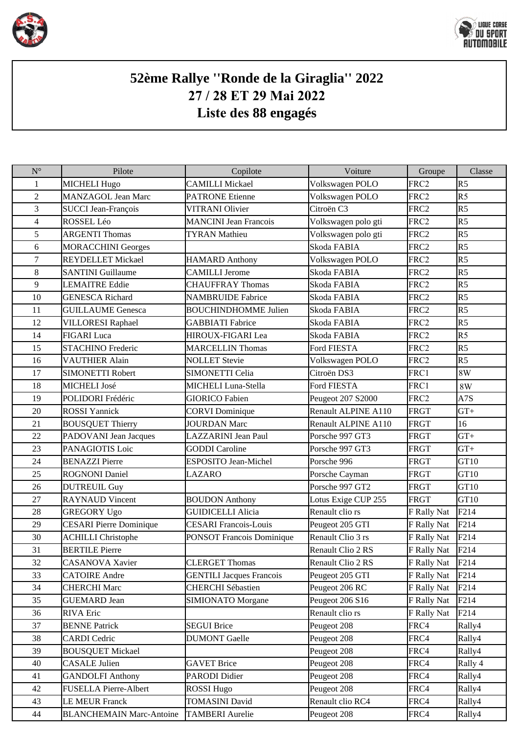# 52ème Rallye ''Ronde de la Giraglia'' 2022
## 27 / 28 ET 29 Mai 2022
## Liste des 88 engagés

| N° | Pilote | Copilote | Voiture | Groupe | Classe |
|---|---|---|---|---|---|
| 1 | MICHELI Hugo | CAMILLI Mickael | Volkswagen POLO | FRC2 | R5 |
| 2 | MANZAGOL Jean Marc | PATRONE Etienne | Volkswagen POLO | FRC2 | R5 |
| 3 | SUCCI Jean-François | VITRANI Olivier | Citroën C3 | FRC2 | R5 |
| 4 | ROSSEL Léo | MANCINI Jean Francois | Volkswagen polo gti | FRC2 | R5 |
| 5 | ARGENTI Thomas | TYRAN Mathieu | Volkswagen polo gti | FRC2 | R5 |
| 6 | MORACCHINI Georges | | Skoda FABIA | FRC2 | R5 |
| 7 | REYDELLET Mickael | HAMARD Anthony | Volkswagen POLO | FRC2 | R5 |
| 8 | SANTINI Guillaume | CAMILLI Jerome | Skoda FABIA | FRC2 | R5 |
| 9 | LEMAITRE Eddie | CHAUFFRAY Thomas | Skoda FABIA | FRC2 | R5 |
| 10 | GENESCA Richard | NAMBRUIDE Fabrice | Skoda FABIA | FRC2 | R5 |
| 11 | GUILLAUME Genesca | BOUCHINDHOMME Julien | Skoda FABIA | FRC2 | R5 |
| 12 | VILLORESI Raphael | GABBIATI Fabrice | Skoda FABIA | FRC2 | R5 |
| 14 | FIGARI Luca | HIROUX-FIGARI Lea | Skoda FABIA | FRC2 | R5 |
| 15 | STACHINO Frederic | MARCELLIN Thomas | Ford FIESTA | FRC2 | R5 |
| 16 | VAUTHIER Alain | NOLLET Stevie | Volkswagen POLO | FRC2 | R5 |
| 17 | SIMONETTI Robert | SIMONETTI Celia | Citroën DS3 | FRC1 | 8W |
| 18 | MICHELI José | MICHELI Luna-Stella | Ford FIESTA | FRC1 | 8W |
| 19 | POLIDORI Frédéric | GIORICO Fabien | Peugeot 207 S2000 | FRC2 | A7S |
| 20 | ROSSI Yannick | CORVI Dominique | Renault ALPINE A110 | FRGT | GT+ |
| 21 | BOUSQUET Thierry | JOURDAN Marc | Renault ALPINE A110 | FRGT | 16 |
| 22 | PADOVANI Jean Jacques | LAZZARINI Jean Paul | Porsche 997 GT3 | FRGT | GT+ |
| 23 | PANAGIOTIS Loic | GODDI Caroline | Porsche 997 GT3 | FRGT | GT+ |
| 24 | BENAZZI Pierre | ESPOSITO Jean-Michel | Porsche 996 | FRGT | GT10 |
| 25 | ROGNONI Daniel | LAZARO | Porsche Cayman | FRGT | GT10 |
| 26 | DUTREUIL Guy | | Porsche 997 GT2 | FRGT | GT10 |
| 27 | RAYNAUD Vincent | BOUDON Anthony | Lotus Exige CUP 255 | FRGT | GT10 |
| 28 | GREGORY Ugo | GUIDICELLI Alicia | Renault clio rs | F Rally Nat | F214 |
| 29 | CESARI Pierre Dominique | CESARI Francois-Louis | Peugeot 205 GTI | F Rally Nat | F214 |
| 30 | ACHILLI Christophe | PONSOT Francois Dominique | Renault Clio 3 rs | F Rally Nat | F214 |
| 31 | BERTILE Pierre | | Renault Clio 2 RS | F Rally Nat | F214 |
| 32 | CASANOVA Xavier | CLERGET Thomas | Renault Clio 2 RS | F Rally Nat | F214 |
| 33 | CATOIRE Andre | GENTILI Jacques Francois | Peugeot 205 GTI | F Rally Nat | F214 |
| 34 | CHERCHI Marc | CHERCHI Sébastien | Peugeot 206 RC | F Rally Nat | F214 |
| 35 | GUEMARD Jean | SIMIONATO Morgane | Peugeot 206 S16 | F Rally Nat | F214 |
| 36 | RIVA Eric | | Renault clio rs | F Rally Nat | F214 |
| 37 | BENNE Patrick | SEGUI Brice | Peugeot 208 | FRC4 | Rally4 |
| 38 | CARDI Cedric | DUMONT Gaelle | Peugeot 208 | FRC4 | Rally4 |
| 39 | BOUSQUET Mickael | | Peugeot 208 | FRC4 | Rally4 |
| 40 | CASALE Julien | GAVET Brice | Peugeot 208 | FRC4 | Rally 4 |
| 41 | GANDOLFI Anthony | PARODI Didier | Peugeot 208 | FRC4 | Rally4 |
| 42 | FUSELLA Pierre-Albert | ROSSI Hugo | Peugeot 208 | FRC4 | Rally4 |
| 43 | LE MEUR Franck | TOMASINI David | Renault clio RC4 | FRC4 | Rally4 |
| 44 | BLANCHEMAIN Marc-Antoine | TAMBERI Aurelie | Peugeot 208 | FRC4 | Rally4 |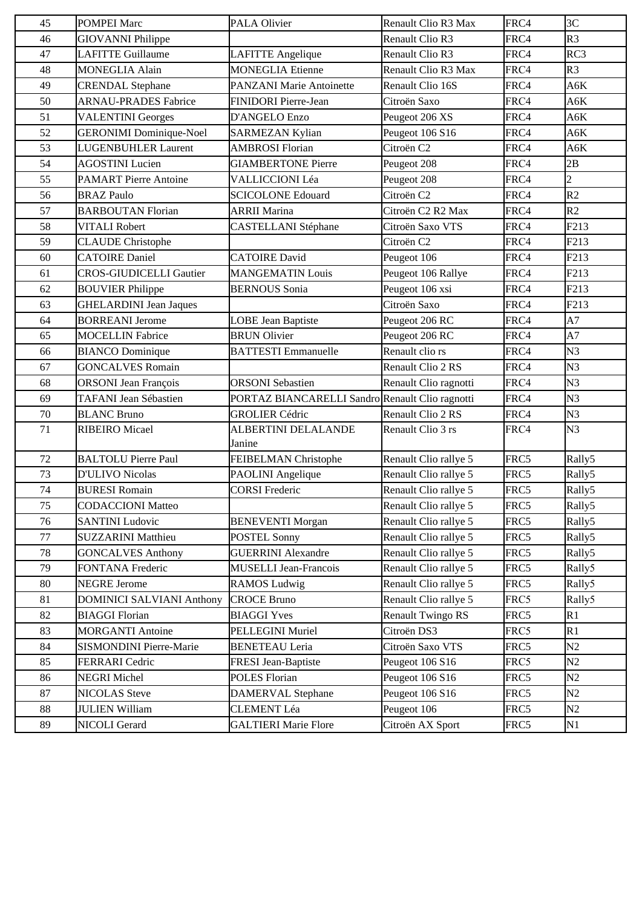| | | | | | |
|---|---|---|---|---|---|
| 45 | POMPEI Marc | PALA Olivier | Renault Clio R3 Max | FRC4 | 3C |
| 46 | GIOVANNI Philippe | | Renault Clio R3 | FRC4 | R3 |
| 47 | LAFITTE Guillaume | LAFITTE Angelique | Renault Clio R3 | FRC4 | RC3 |
| 48 | MONEGLIA Alain | MONEGLIA Etienne | Renault Clio R3 Max | FRC4 | R3 |
| 49 | CRENDAL Stephane | PANZANI Marie Antoinette | Renault Clio 16S | FRC4 | A6K |
| 50 | ARNAU-PRADES Fabrice | FINIDORI Pierre-Jean | Citroën Saxo | FRC4 | A6K |
| 51 | VALENTINI Georges | D'ANGELO Enzo | Peugeot 206 XS | FRC4 | A6K |
| 52 | GERONIMI Dominique-Noel | SARMEZAN Kylian | Peugeot 106 S16 | FRC4 | A6K |
| 53 | LUGENBUHLER Laurent | AMBROSI Florian | Citroën C2 | FRC4 | A6K |
| 54 | AGOSTINI Lucien | GIAMBERTONE Pierre | Peugeot 208 | FRC4 | 2B |
| 55 | PAMART Pierre Antoine | VALLICCIONI Léa | Peugeot 208 | FRC4 | 2 |
| 56 | BRAZ Paulo | SCICOLONE Edouard | Citroën C2 | FRC4 | R2 |
| 57 | BARBOUTAN Florian | ARRII Marina | Citroën C2 R2 Max | FRC4 | R2 |
| 58 | VITALI Robert | CASTELLANI Stéphane | Citroën Saxo VTS | FRC4 | F213 |
| 59 | CLAUDE Christophe | | Citroën C2 | FRC4 | F213 |
| 60 | CATOIRE Daniel | CATOIRE David | Peugeot 106 | FRC4 | F213 |
| 61 | CROS-GIUDICELLI Gautier | MANGEMATIN Louis | Peugeot 106 Rallye | FRC4 | F213 |
| 62 | BOUVIER Philippe | BERNOUS Sonia | Peugeot 106 xsi | FRC4 | F213 |
| 63 | GHELARDINI Jean Jaques | | Citroën Saxo | FRC4 | F213 |
| 64 | BORREANI Jerome | LOBE Jean Baptiste | Peugeot 206 RC | FRC4 | A7 |
| 65 | MOCELLIN Fabrice | BRUN Olivier | Peugeot 206 RC | FRC4 | A7 |
| 66 | BIANCO Dominique | BATTESTI Emmanuelle | Renault clio rs | FRC4 | N3 |
| 67 | GONCALVES Romain | | Renault Clio 2 RS | FRC4 | N3 |
| 68 | ORSONI Jean François | ORSONI Sebastien | Renault Clio ragnotti | FRC4 | N3 |
| 69 | TAFANI Jean Sébastien | PORTAZ BIANCARELLI Sandro | Renault Clio ragnotti | FRC4 | N3 |
| 70 | BLANC Bruno | GROLIER Cédric | Renault Clio 2 RS | FRC4 | N3 |
| 71 | RIBEIRO Micael | ALBERTINI DELALANDE Janine | Renault Clio 3 rs | FRC4 | N3 |
| 72 | BALTOLU Pierre Paul | FEIBELMAN Christophe | Renault Clio rallye 5 | FRC5 | Rally5 |
| 73 | D'ULIVO Nicolas | PAOLINI Angelique | Renault Clio rallye 5 | FRC5 | Rally5 |
| 74 | BURESI Romain | CORSI Frederic | Renault Clio rallye 5 | FRC5 | Rally5 |
| 75 | CODACCIONI Matteo | | Renault Clio rallye 5 | FRC5 | Rally5 |
| 76 | SANTINI Ludovic | BENEVENTI Morgan | Renault Clio rallye 5 | FRC5 | Rally5 |
| 77 | SUZZARINI Matthieu | POSTEL Sonny | Renault Clio rallye 5 | FRC5 | Rally5 |
| 78 | GONCALVES Anthony | GUERRINI Alexandre | Renault Clio rallye 5 | FRC5 | Rally5 |
| 79 | FONTANA Frederic | MUSELLI Jean-Francois | Renault Clio rallye 5 | FRC5 | Rally5 |
| 80 | NEGRE Jerome | RAMOS Ludwig | Renault Clio rallye 5 | FRC5 | Rally5 |
| 81 | DOMINICI SALVIANI Anthony | CROCE Bruno | Renault Clio rallye 5 | FRC5 | Rally5 |
| 82 | BIAGGI Florian | BIAGGI Yves | Renault Twingo RS | FRC5 | R1 |
| 83 | MORGANTI Antoine | PELLEGINI Muriel | Citroën DS3 | FRC5 | R1 |
| 84 | SISMONDINI Pierre-Marie | BENETEAU Leria | Citroën Saxo VTS | FRC5 | N2 |
| 85 | FERRARI Cedric | FRESI Jean-Baptiste | Peugeot 106 S16 | FRC5 | N2 |
| 86 | NEGRI Michel | POLES Florian | Peugeot 106 S16 | FRC5 | N2 |
| 87 | NICOLAS Steve | DAMERVAL Stephane | Peugeot 106 S16 | FRC5 | N2 |
| 88 | JULIEN William | CLEMENT Léa | Peugeot 106 | FRC5 | N2 |
| 89 | NICOLI Gerard | GALTIERI Marie Flore | Citroën AX Sport | FRC5 | N1 |